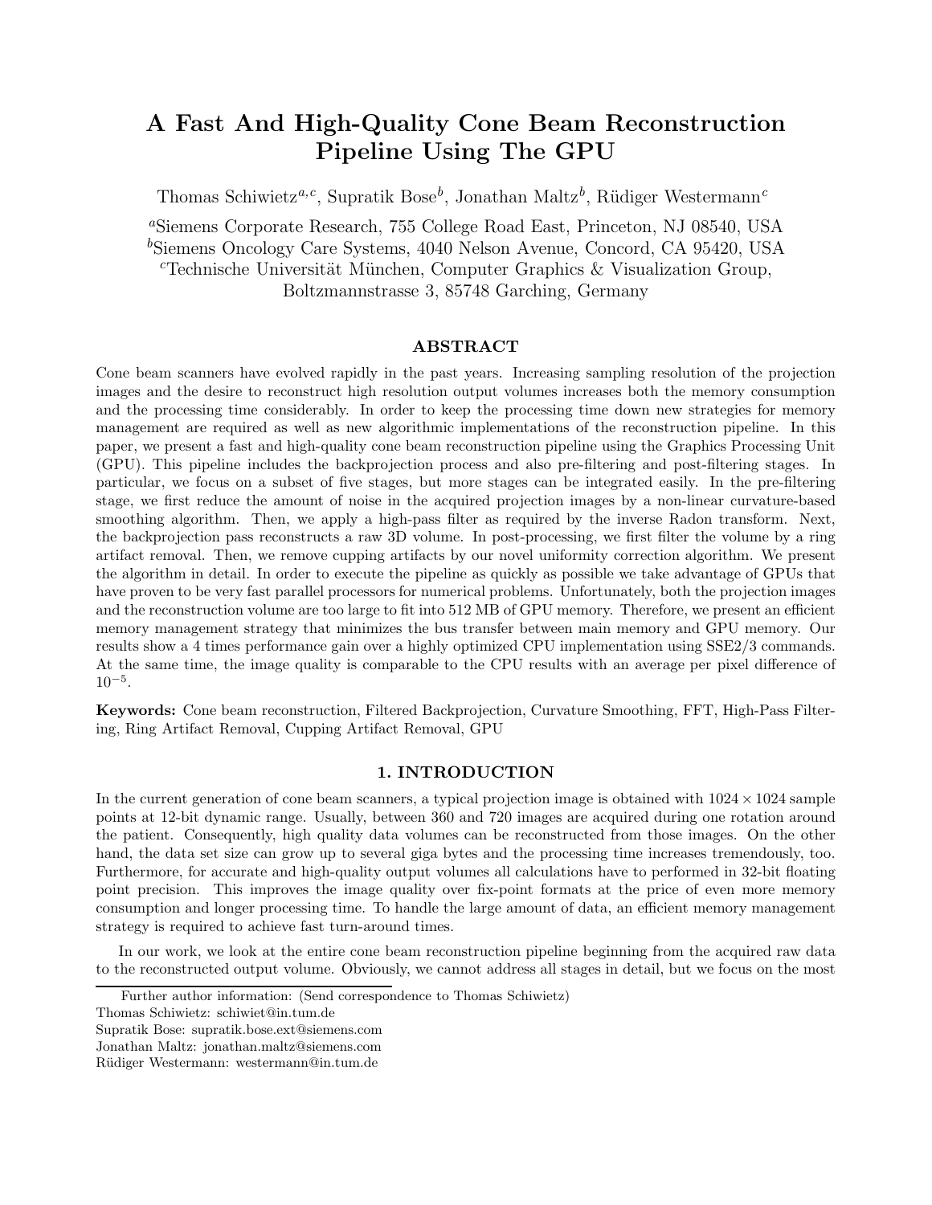# A Fast And High-Quality Cone Beam Reconstruction Pipeline Using The GPU

Thomas Schiwietz[a,c], Supratik Bose[b], Jonathan Maltz[b], Rüdiger Westermann[c]

[a]Siemens Corporate Research, 755 College Road East, Princeton, NJ 08540, USA
[b]Siemens Oncology Care Systems, 4040 Nelson Avenue, Concord, CA 95420, USA
[c]Technische Universität München, Computer Graphics & Visualization Group, Boltzmannstrasse 3, 85748 Garching, Germany

## ABSTRACT

Cone beam scanners have evolved rapidly in the past years. Increasing sampling resolution of the projection images and the desire to reconstruct high resolution output volumes increases both the memory consumption and the processing time considerably. In order to keep the processing time down new strategies for memory management are required as well as new algorithmic implementations of the reconstruction pipeline. In this paper, we present a fast and high-quality cone beam reconstruction pipeline using the Graphics Processing Unit (GPU). This pipeline includes the backprojection process and also pre-filtering and post-filtering stages. In particular, we focus on a subset of five stages, but more stages can be integrated easily. In the pre-filtering stage, we first reduce the amount of noise in the acquired projection images by a non-linear curvature-based smoothing algorithm. Then, we apply a high-pass filter as required by the inverse Radon transform. Next, the backprojection pass reconstructs a raw 3D volume. In post-processing, we first filter the volume by a ring artifact removal. Then, we remove cupping artifacts by our novel uniformity correction algorithm. We present the algorithm in detail. In order to execute the pipeline as quickly as possible we take advantage of GPUs that have proven to be very fast parallel processors for numerical problems. Unfortunately, both the projection images and the reconstruction volume are too large to fit into 512 MB of GPU memory. Therefore, we present an efficient memory management strategy that minimizes the bus transfer between main memory and GPU memory. Our results show a 4 times performance gain over a highly optimized CPU implementation using SSE2/3 commands. At the same time, the image quality is comparable to the CPU results with an average per pixel difference of $10^{-5}$.

**Keywords:** Cone beam reconstruction, Filtered Backprojection, Curvature Smoothing, FFT, High-Pass Filtering, Ring Artifact Removal, Cupping Artifact Removal, GPU

## 1. INTRODUCTION

In the current generation of cone beam scanners, a typical projection image is obtained with $1024 \times 1024$ sample points at 12-bit dynamic range. Usually, between 360 and 720 images are acquired during one rotation around the patient. Consequently, high quality data volumes can be reconstructed from those images. On the other hand, the data set size can grow up to several giga bytes and the processing time increases tremendously, too. Furthermore, for accurate and high-quality output volumes all calculations have to performed in 32-bit floating point precision. This improves the image quality over fix-point formats at the price of even more memory consumption and longer processing time. To handle the large amount of data, an efficient memory management strategy is required to achieve fast turn-around times.

In our work, we look at the entire cone beam reconstruction pipeline beginning from the acquired raw data to the reconstructed output volume. Obviously, we cannot address all stages in detail, but we focus on the most

Further author information: (Send correspondence to Thomas Schiwietz)
Thomas Schiwietz: schiwiet@in.tum.de
Supratik Bose: supratik.bose.ext@siemens.com
Jonathan Maltz: jonathan.maltz@siemens.com
Rüdiger Westermann: westermann@in.tum.de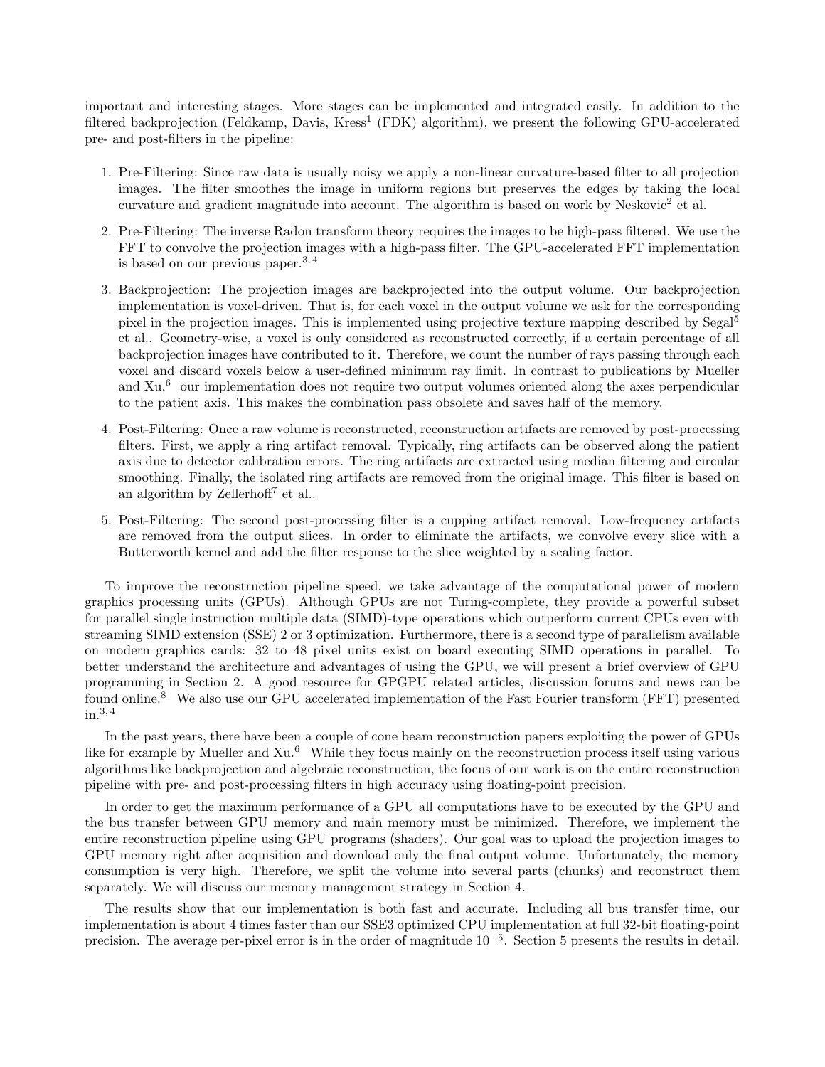important and interesting stages. More stages can be implemented and integrated easily. In addition to the filtered backprojection (Feldkamp, Davis, Kress[1] (FDK) algorithm), we present the following GPU-accelerated pre- and post-filters in the pipeline:

1. Pre-Filtering: Since raw data is usually noisy we apply a non-linear curvature-based filter to all projection images. The filter smoothes the image in uniform regions but preserves the edges by taking the local curvature and gradient magnitude into account. The algorithm is based on work by Neskovic[2] et al.
2. Pre-Filtering: The inverse Radon transform theory requires the images to be high-pass filtered. We use the FFT to convolve the projection images with a high-pass filter. The GPU-accelerated FFT implementation is based on our previous paper.[3,4]
3. Backprojection: The projection images are backprojected into the output volume. Our backprojection implementation is voxel-driven. That is, for each voxel in the output volume we ask for the corresponding pixel in the projection images. This is implemented using projective texture mapping described by Segal[5] et al.. Geometry-wise, a voxel is only considered as reconstructed correctly, if a certain percentage of all backprojection images have contributed to it. Therefore, we count the number of rays passing through each voxel and discard voxels below a user-defined minimum ray limit. In contrast to publications by Mueller and Xu,[6] our implementation does not require two output volumes oriented along the axes perpendicular to the patient axis. This makes the combination pass obsolete and saves half of the memory.
4. Post-Filtering: Once a raw volume is reconstructed, reconstruction artifacts are removed by post-processing filters. First, we apply a ring artifact removal. Typically, ring artifacts can be observed along the patient axis due to detector calibration errors. The ring artifacts are extracted using median filtering and circular smoothing. Finally, the isolated ring artifacts are removed from the original image. This filter is based on an algorithm by Zellerhoff[7] et al..
5. Post-Filtering: The second post-processing filter is a cupping artifact removal. Low-frequency artifacts are removed from the output slices. In order to eliminate the artifacts, we convolve every slice with a Butterworth kernel and add the filter response to the slice weighted by a scaling factor.

To improve the reconstruction pipeline speed, we take advantage of the computational power of modern graphics processing units (GPUs). Although GPUs are not Turing-complete, they provide a powerful subset for parallel single instruction multiple data (SIMD)-type operations which outperform current CPUs even with streaming SIMD extension (SSE) 2 or 3 optimization. Furthermore, there is a second type of parallelism available on modern graphics cards: 32 to 48 pixel units exist on board executing SIMD operations in parallel. To better understand the architecture and advantages of using the GPU, we will present a brief overview of GPU programming in Section 2. A good resource for GPGPU related articles, discussion forums and news can be found online.[8] We also use our GPU accelerated implementation of the Fast Fourier transform (FFT) presented in.[3,4]

In the past years, there have been a couple of cone beam reconstruction papers exploiting the power of GPUs like for example by Mueller and Xu.[6] While they focus mainly on the reconstruction process itself using various algorithms like backprojection and algebraic reconstruction, the focus of our work is on the entire reconstruction pipeline with pre- and post-processing filters in high accuracy using floating-point precision.

In order to get the maximum performance of a GPU all computations have to be executed by the GPU and the bus transfer between GPU memory and main memory must be minimized. Therefore, we implement the entire reconstruction pipeline using GPU programs (shaders). Our goal was to upload the projection images to GPU memory right after acquisition and download only the final output volume. Unfortunately, the memory consumption is very high. Therefore, we split the volume into several parts (chunks) and reconstruct them separately. We will discuss our memory management strategy in Section 4.

The results show that our implementation is both fast and accurate. Including all bus transfer time, our implementation is about 4 times faster than our SSE3 optimized CPU implementation at full 32-bit floating-point precision. The average per-pixel error is in the order of magnitude $10^{-5}$. Section 5 presents the results in detail.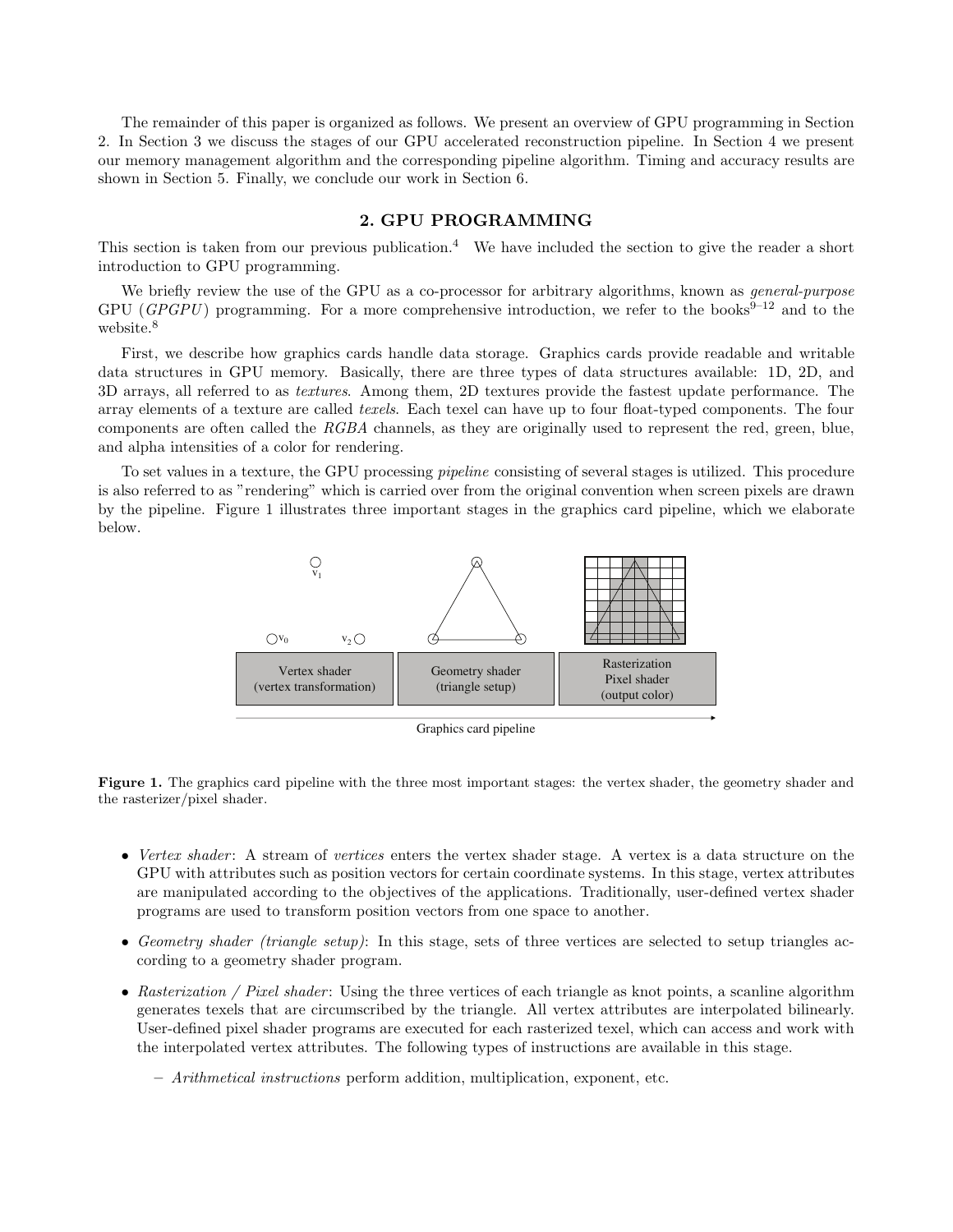The remainder of this paper is organized as follows. We present an overview of GPU programming in Section 2. In Section 3 we discuss the stages of our GPU accelerated reconstruction pipeline. In Section 4 we present our memory management algorithm and the corresponding pipeline algorithm. Timing and accuracy results are shown in Section 5. Finally, we conclude our work in Section 6.

## 2. GPU PROGRAMMING

This section is taken from our previous publication.[4] We have included the section to give the reader a short introduction to GPU programming.

We briefly review the use of the GPU as a co-processor for arbitrary algorithms, known as *general-purpose* GPU (*GPGPU*) programming. For a more comprehensive introduction, we refer to the books[9–12] and to the website.[8]

First, we describe how graphics cards handle data storage. Graphics cards provide readable and writable data structures in GPU memory. Basically, there are three types of data structures available: 1D, 2D, and 3D arrays, all referred to as *textures*. Among them, 2D textures provide the fastest update performance. The array elements of a texture are called *texels*. Each texel can have up to four float-typed components. The four components are often called the *RGBA* channels, as they are originally used to represent the red, green, blue, and alpha intensities of a color for rendering.

To set values in a texture, the GPU processing *pipeline* consisting of several stages is utilized. This procedure is also referred to as "rendering" which is carried over from the original convention when screen pixels are drawn by the pipeline. Figure 1 illustrates three important stages in the graphics card pipeline, which we elaborate below.

Vertex shader (vertex transformation) | Geometry shader (triangle setup) | Rasterization Pixel shader (output color)

Graphics card pipeline

**Figure 1.** The graphics card pipeline with the three most important stages: the vertex shader, the geometry shader and the rasterizer/pixel shader.

- *Vertex shader*: A stream of *vertices* enters the vertex shader stage. A vertex is a data structure on the GPU with attributes such as position vectors for certain coordinate systems. In this stage, vertex attributes are manipulated according to the objectives of the applications. Traditionally, user-defined vertex shader programs are used to transform position vectors from one space to another.
- *Geometry shader (triangle setup)*: In this stage, sets of three vertices are selected to setup triangles according to a geometry shader program.
- *Rasterization / Pixel shader*: Using the three vertices of each triangle as knot points, a scanline algorithm generates texels that are circumscribed by the triangle. All vertex attributes are interpolated bilinearly. User-defined pixel shader programs are executed for each rasterized texel, which can access and work with the interpolated vertex attributes. The following types of instructions are available in this stage.
  - *Arithmetical instructions* perform addition, multiplication, exponent, etc.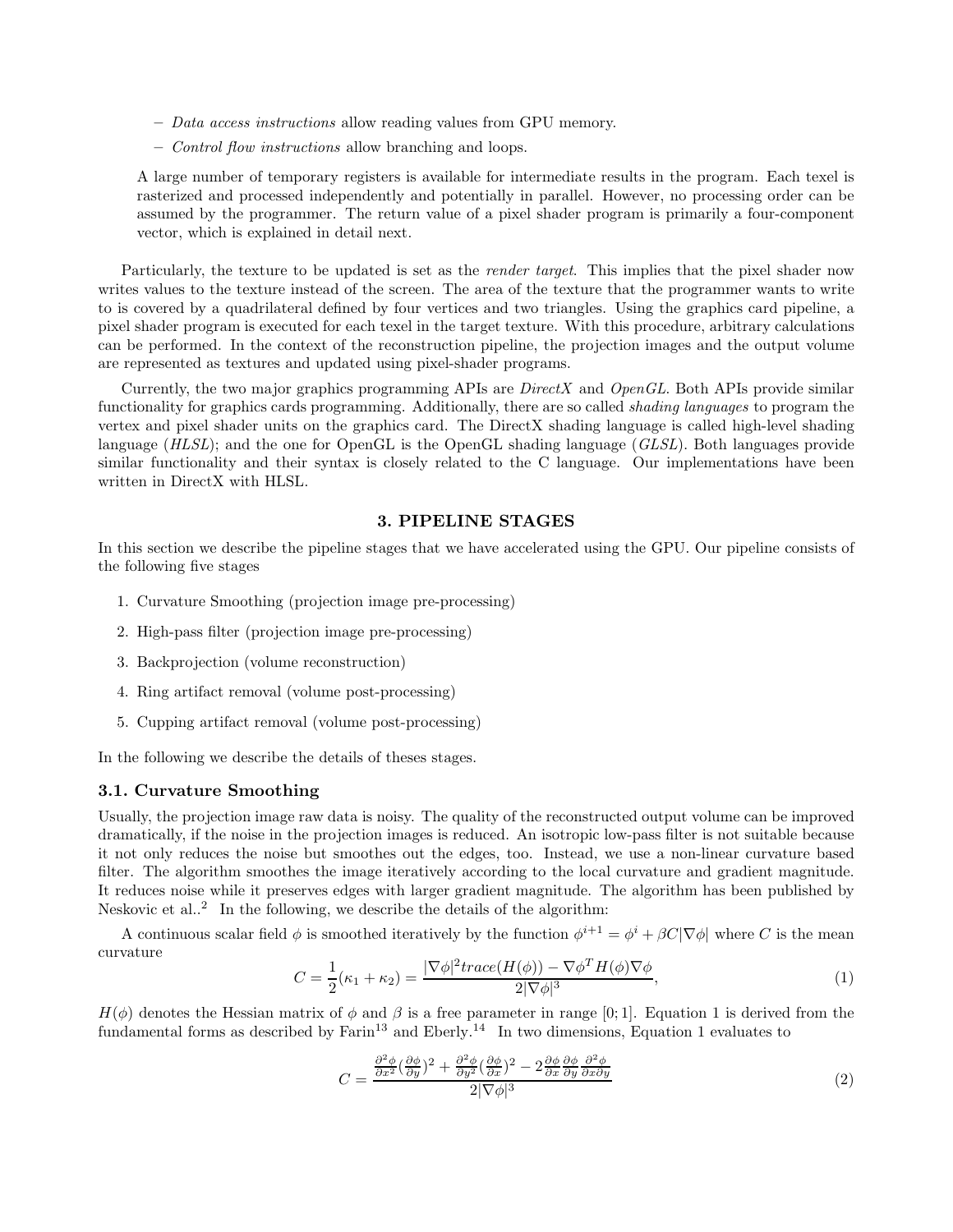- *Data access instructions* allow reading values from GPU memory.
  - *Control flow instructions* allow branching and loops.

  A large number of temporary registers is available for intermediate results in the program. Each texel is rasterized and processed independently and potentially in parallel. However, no processing order can be assumed by the programmer. The return value of a pixel shader program is primarily a four-component vector, which is explained in detail next.

Particularly, the texture to be updated is set as the *render target*. This implies that the pixel shader now writes values to the texture instead of the screen. The area of the texture that the programmer wants to write to is covered by a quadrilateral defined by four vertices and two triangles. Using the graphics card pipeline, a pixel shader program is executed for each texel in the target texture. With this procedure, arbitrary calculations can be performed. In the context of the reconstruction pipeline, the projection images and the output volume are represented as textures and updated using pixel-shader programs.

Currently, the two major graphics programming APIs are *DirectX* and *OpenGL*. Both APIs provide similar functionality for graphics cards programming. Additionally, there are so called *shading languages* to program the vertex and pixel shader units on the graphics card. The DirectX shading language is called high-level shading language (*HLSL*); and the one for OpenGL is the OpenGL shading language (*GLSL*). Both languages provide similar functionality and their syntax is closely related to the C language. Our implementations have been written in DirectX with HLSL.

## 3. PIPELINE STAGES

In this section we describe the pipeline stages that we have accelerated using the GPU. Our pipeline consists of the following five stages

1. Curvature Smoothing (projection image pre-processing)
2. High-pass filter (projection image pre-processing)
3. Backprojection (volume reconstruction)
4. Ring artifact removal (volume post-processing)
5. Cupping artifact removal (volume post-processing)

In the following we describe the details of theses stages.

### 3.1. Curvature Smoothing

Usually, the projection image raw data is noisy. The quality of the reconstructed output volume can be improved dramatically, if the noise in the projection images is reduced. An isotropic low-pass filter is not suitable because it not only reduces the noise but smoothes out the edges, too. Instead, we use a non-linear curvature based filter. The algorithm smoothes the image iteratively according to the local curvature and gradient magnitude. It reduces noise while it preserves edges with larger gradient magnitude. The algorithm has been published by Neskovic et al..[2] In the following, we describe the details of the algorithm:

A continuous scalar field $\phi$ is smoothed iteratively by the function $\phi^{i+1} = \phi^i + \beta C|\nabla\phi|$ where $C$ is the mean curvature

$$C = \frac{1}{2}(\kappa_1 + \kappa_2) = \frac{|\nabla\phi|^2 trace(H(\phi)) - \nabla\phi^T H(\phi)\nabla\phi}{2|\nabla\phi|^3}, \tag{1}$$

$H(\phi)$ denotes the Hessian matrix of $\phi$ and $\beta$ is a free parameter in range $[0;1]$. Equation 1 is derived from the fundamental forms as described by Farin[13] and Eberly.[14] In two dimensions, Equation 1 evaluates to

$$C = \frac{\frac{\partial^2\phi}{\partial x^2}(\frac{\partial\phi}{\partial y})^2 + \frac{\partial^2\phi}{\partial y^2}(\frac{\partial\phi}{\partial x})^2 - 2\frac{\partial\phi}{\partial x}\frac{\partial\phi}{\partial y}\frac{\partial^2\phi}{\partial x\partial y}}{2|\nabla\phi|^3} \tag{2}$$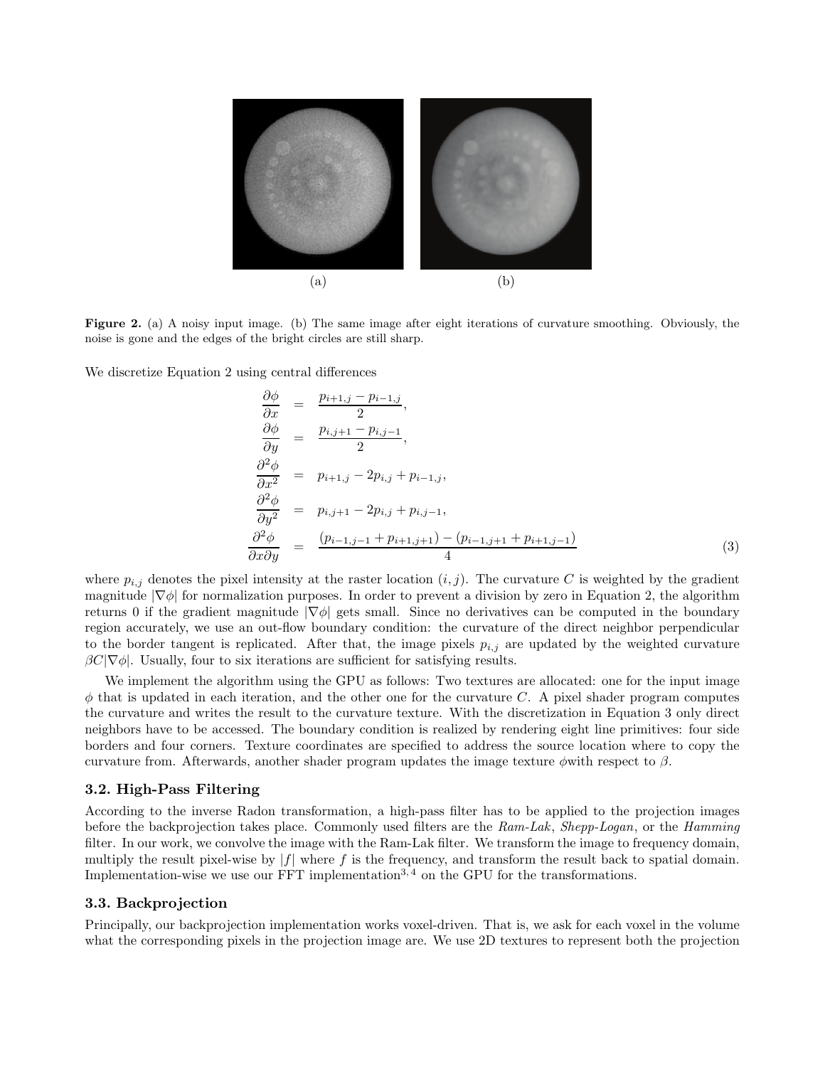(a) (b)

**Figure 2.** (a) A noisy input image. (b) The same image after eight iterations of curvature smoothing. Obviously, the noise is gone and the edges of the bright circles are still sharp.

We discretize Equation 2 using central differences

$$
\begin{aligned}
\frac{\partial \phi}{\partial x} &= \frac{p_{i+1,j} - p_{i-1,j}}{2}, \\
\frac{\partial \phi}{\partial y} &= \frac{p_{i,j+1} - p_{i,j-1}}{2}, \\
\frac{\partial^2 \phi}{\partial x^2} &= p_{i+1,j} - 2p_{i,j} + p_{i-1,j}, \\
\frac{\partial^2 \phi}{\partial y^2} &= p_{i,j+1} - 2p_{i,j} + p_{i,j-1}, \\
\frac{\partial^2 \phi}{\partial x \partial y} &= \frac{(p_{i-1,j-1} + p_{i+1,j+1}) - (p_{i-1,j+1} + p_{i+1,j-1})}{4}
\end{aligned}
\tag{3}
$$

where $p_{i,j}$ denotes the pixel intensity at the raster location $(i, j)$. The curvature $C$ is weighted by the gradient magnitude $|\nabla\phi|$ for normalization purposes. In order to prevent a division by zero in Equation 2, the algorithm returns 0 if the gradient magnitude $|\nabla\phi|$ gets small. Since no derivatives can be computed in the boundary region accurately, we use an out-flow boundary condition: the curvature of the direct neighbor perpendicular to the border tangent is replicated. After that, the image pixels $p_{i,j}$ are updated by the weighted curvature $\beta C|\nabla\phi|$. Usually, four to six iterations are sufficient for satisfying results.

We implement the algorithm using the GPU as follows: Two textures are allocated: one for the input image $\phi$ that is updated in each iteration, and the other one for the curvature $C$. A pixel shader program computes the curvature and writes the result to the curvature texture. With the discretization in Equation 3 only direct neighbors have to be accessed. The boundary condition is realized by rendering eight line primitives: four side borders and four corners. Texture coordinates are specified to address the source location where to copy the curvature from. Afterwards, another shader program updates the image texture $\phi$with respect to $\beta$.

### 3.2. High-Pass Filtering

According to the inverse Radon transformation, a high-pass filter has to be applied to the projection images before the backprojection takes place. Commonly used filters are the *Ram-Lak*, *Shepp-Logan*, or the *Hamming* filter. In our work, we convolve the image with the Ram-Lak filter. We transform the image to frequency domain, multiply the result pixel-wise by $|f|$ where $f$ is the frequency, and transform the result back to spatial domain. Implementation-wise we use our FFT implementation[3,4] on the GPU for the transformations.

### 3.3. Backprojection

Principally, our backprojection implementation works voxel-driven. That is, we ask for each voxel in the volume what the corresponding pixels in the projection image are. We use 2D textures to represent both the projection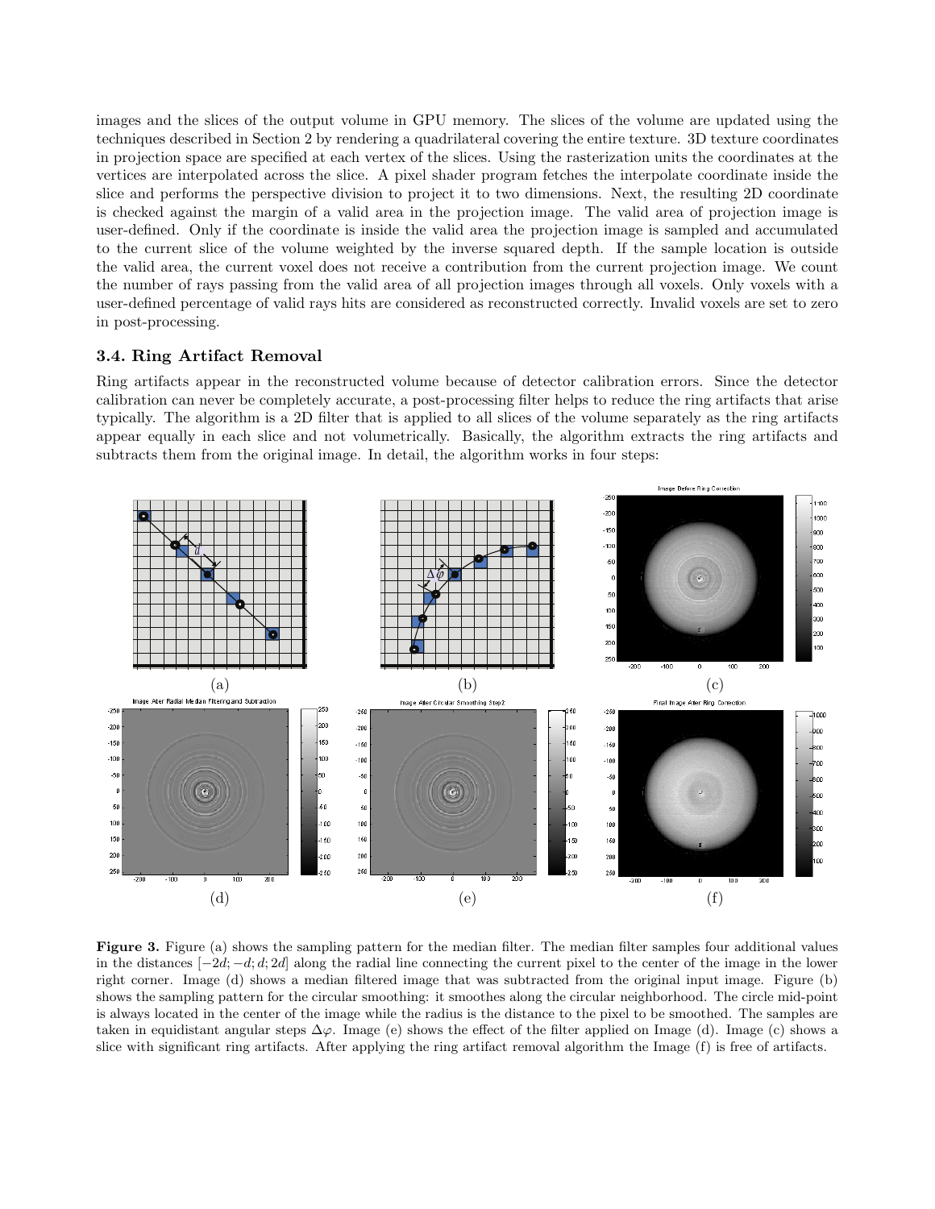images and the slices of the output volume in GPU memory. The slices of the volume are updated using the techniques described in Section 2 by rendering a quadrilateral covering the entire texture. 3D texture coordinates in projection space are specified at each vertex of the slices. Using the rasterization units the coordinates at the vertices are interpolated across the slice. A pixel shader program fetches the interpolate coordinate inside the slice and performs the perspective division to project it to two dimensions. Next, the resulting 2D coordinate is checked against the margin of a valid area in the projection image. The valid area of projection image is user-defined. Only if the coordinate is inside the valid area the projection image is sampled and accumulated to the current slice of the volume weighted by the inverse squared depth. If the sample location is outside the valid area, the current voxel does not receive a contribution from the current projection image. We count the number of rays passing from the valid area of all projection images through all voxels. Only voxels with a user-defined percentage of valid rays hits are considered as reconstructed correctly. Invalid voxels are set to zero in post-processing.

### 3.4. Ring Artifact Removal

Ring artifacts appear in the reconstructed volume because of detector calibration errors. Since the detector calibration can never be completely accurate, a post-processing filter helps to reduce the ring artifacts that arise typically. The algorithm is a 2D filter that is applied to all slices of the volume separately as the ring artifacts appear equally in each slice and not volumetrically. Basically, the algorithm extracts the ring artifacts and subtracts them from the original image. In detail, the algorithm works in four steps:

**Figure 3.** Figure (a) shows the sampling pattern for the median filter. The median filter samples four additional values in the distances $[-2d; -d; d; 2d]$ along the radial line connecting the current pixel to the center of the image in the lower right corner. Image (d) shows a median filtered image that was subtracted from the original input image. Figure (b) shows the sampling pattern for the circular smoothing: it smoothes along the circular neighborhood. The circle mid-point is always located in the center of the image while the radius is the distance to the pixel to be smoothed. The samples are taken in equidistant angular steps $\Delta\varphi$. Image (e) shows the effect of the filter applied on Image (d). Image (c) shows a slice with significant ring artifacts. After applying the ring artifact removal algorithm the Image (f) is free of artifacts.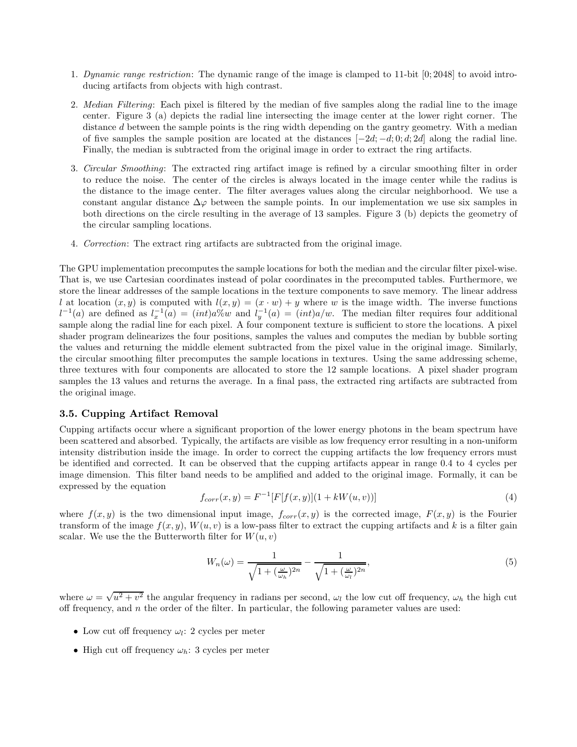1. *Dynamic range restriction*: The dynamic range of the image is clamped to 11-bit $[0; 2048]$ to avoid introducing artifacts from objects with high contrast.
2. *Median Filtering*: Each pixel is filtered by the median of five samples along the radial line to the image center. Figure 3 (a) depicts the radial line intersecting the image center at the lower right corner. The distance $d$ between the sample points is the ring width depending on the gantry geometry. With a median of five samples the sample position are located at the distances $[-2d; -d; 0; d; 2d]$ along the radial line. Finally, the median is subtracted from the original image in order to extract the ring artifacts.
3. *Circular Smoothing*: The extracted ring artifact image is refined by a circular smoothing filter in order to reduce the noise. The center of the circles is always located in the image center while the radius is the distance to the image center. The filter averages values along the circular neighborhood. We use a constant angular distance $\Delta\varphi$ between the sample points. In our implementation we use six samples in both directions on the circle resulting in the average of 13 samples. Figure 3 (b) depicts the geometry of the circular sampling locations.
4. *Correction*: The extract ring artifacts are subtracted from the original image.

The GPU implementation precomputes the sample locations for both the median and the circular filter pixel-wise. That is, we use Cartesian coordinates instead of polar coordinates in the precomputed tables. Furthermore, we store the linear addresses of the sample locations in the texture components to save memory. The linear address $l$ at location $(x, y)$ is computed with $l(x, y) = (x \cdot w) + y$ where $w$ is the image width. The inverse functions $l^{-1}(a)$ are defined as $l_x^{-1}(a) = (int)a\%w$ and $l_y^{-1}(a) = (int)a/w$. The median filter requires four additional sample along the radial line for each pixel. A four component texture is sufficient to store the locations. A pixel shader program delinearizes the four positions, samples the values and computes the median by bubble sorting the values and returning the middle element subtracted from the pixel value in the original image. Similarly, the circular smoothing filter precomputes the sample locations in textures. Using the same addressing scheme, three textures with four components are allocated to store the 12 sample locations. A pixel shader program samples the 13 values and returns the average. In a final pass, the extracted ring artifacts are subtracted from the original image.

### 3.5. Cupping Artifact Removal

Cupping artifacts occur where a significant proportion of the lower energy photons in the beam spectrum have been scattered and absorbed. Typically, the artifacts are visible as low frequency error resulting in a non-uniform intensity distribution inside the image. In order to correct the cupping artifacts the low frequency errors must be identified and corrected. It can be observed that the cupping artifacts appear in range 0.4 to 4 cycles per image dimension. This filter band needs to be amplified and added to the original image. Formally, it can be expressed by the equation

$$f_{corr}(x, y) = F^{-1}[F[f(x, y)](1 + kW(u, v))] \tag{4}$$

where $f(x, y)$ is the two dimensional input image, $f_{corr}(x, y)$ is the corrected image, $F(x, y)$ is the Fourier transform of the image $f(x, y)$, $W(u, v)$ is a low-pass filter to extract the cupping artifacts and $k$ is a filter gain scalar. We use the the Butterworth filter for $W(u, v)$

$$W_n(\omega) = \frac{1}{\sqrt{1 + (\frac{\omega}{\omega_h})^{2n}}} - \frac{1}{\sqrt{1 + (\frac{\omega}{\omega_l})^{2n}}}, \tag{5}$$

where $\omega = \sqrt{u^2 + v^2}$ the angular frequency in radians per second, $\omega_l$ the low cut off frequency, $\omega_h$ the high cut off frequency, and $n$ the order of the filter. In particular, the following parameter values are used:

- Low cut off frequency $\omega_l$: 2 cycles per meter
- High cut off frequency $\omega_h$: 3 cycles per meter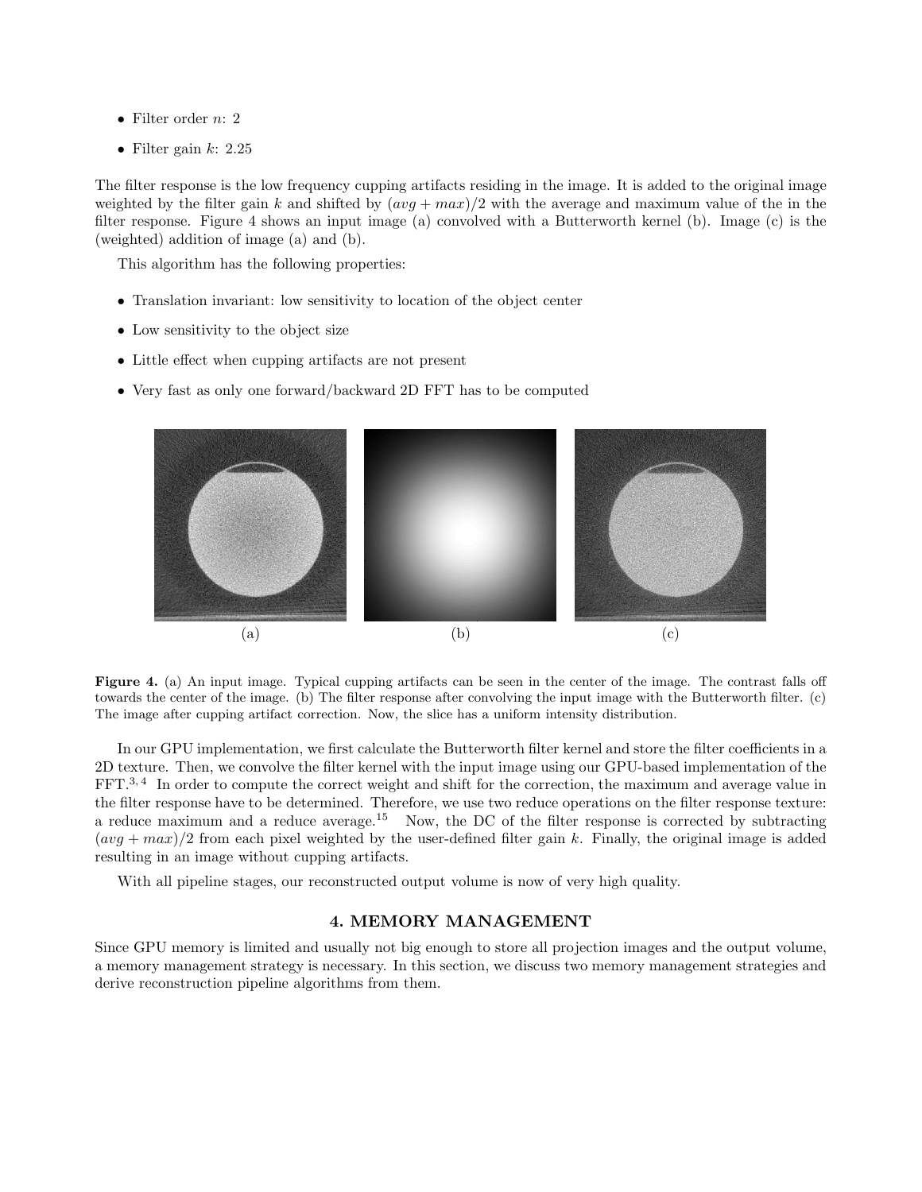- Filter order $n$: 2
- Filter gain $k$: 2.25

The filter response is the low frequency cupping artifacts residing in the image. It is added to the original image weighted by the filter gain $k$ and shifted by $(avg + max)/2$ with the average and maximum value of the in the filter response. Figure 4 shows an input image (a) convolved with a Butterworth kernel (b). Image (c) is the (weighted) addition of image (a) and (b).

This algorithm has the following properties:

- Translation invariant: low sensitivity to location of the object center
- Low sensitivity to the object size
- Little effect when cupping artifacts are not present
- Very fast as only one forward/backward 2D FFT has to be computed

(a) (b) (c)

**Figure 4.** (a) An input image. Typical cupping artifacts can be seen in the center of the image. The contrast falls off towards the center of the image. (b) The filter response after convolving the input image with the Butterworth filter. (c) The image after cupping artifact correction. Now, the slice has a uniform intensity distribution.

In our GPU implementation, we first calculate the Butterworth filter kernel and store the filter coefficients in a 2D texture. Then, we convolve the filter kernel with the input image using our GPU-based implementation of the FFT.[3,4] In order to compute the correct weight and shift for the correction, the maximum and average value in the filter response have to be determined. Therefore, we use two reduce operations on the filter response texture: a reduce maximum and a reduce average.[15] Now, the DC of the filter response is corrected by subtracting $(avg + max)/2$ from each pixel weighted by the user-defined filter gain $k$. Finally, the original image is added resulting in an image without cupping artifacts.

With all pipeline stages, our reconstructed output volume is now of very high quality.

## 4. MEMORY MANAGEMENT

Since GPU memory is limited and usually not big enough to store all projection images and the output volume, a memory management strategy is necessary. In this section, we discuss two memory management strategies and derive reconstruction pipeline algorithms from them.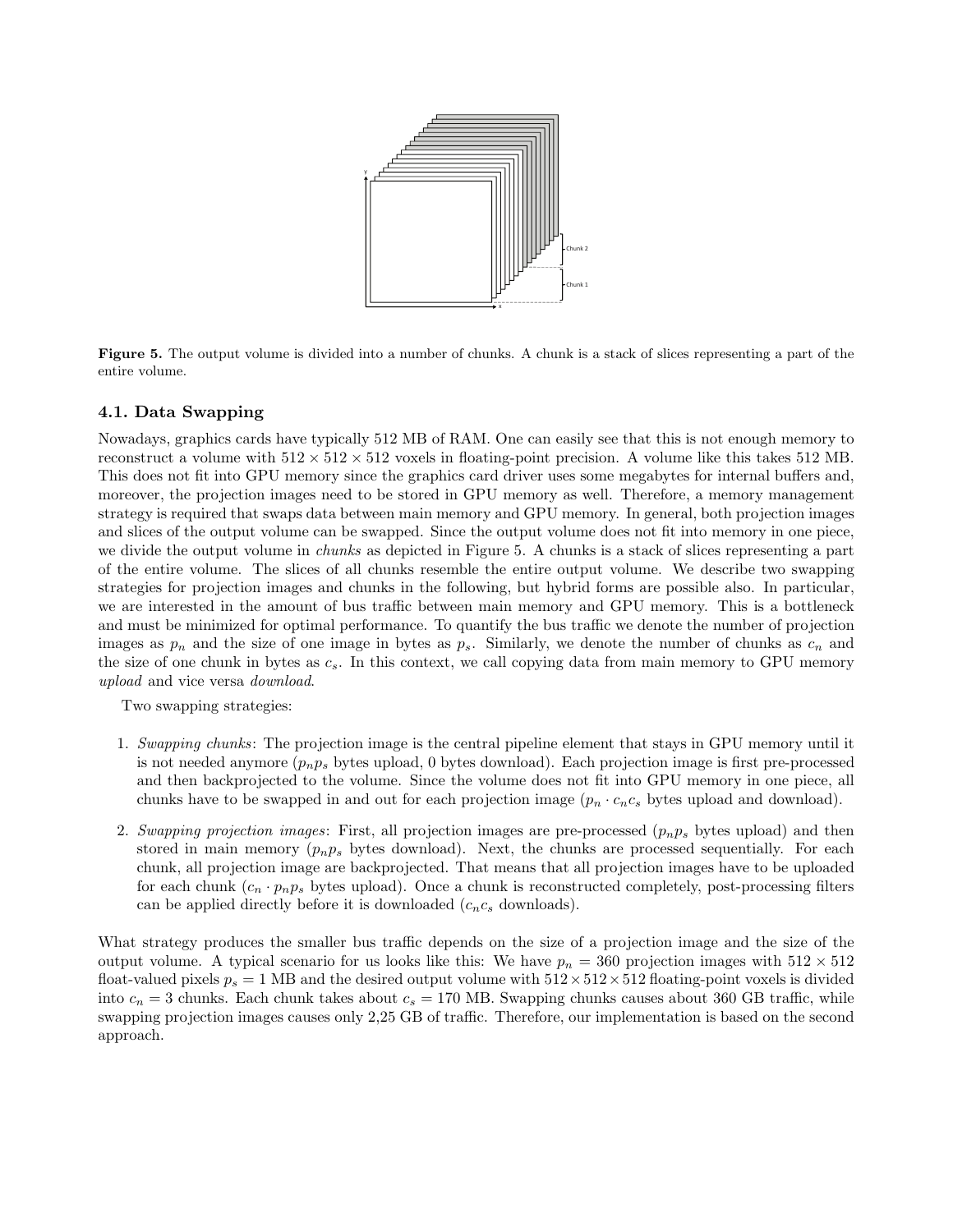**Figure 5.** The output volume is divided into a number of chunks. A chunk is a stack of slices representing a part of the entire volume.

### 4.1. Data Swapping

Nowadays, graphics cards have typically 512 MB of RAM. One can easily see that this is not enough memory to reconstruct a volume with $512 \times 512 \times 512$ voxels in floating-point precision. A volume like this takes 512 MB. This does not fit into GPU memory since the graphics card driver uses some megabytes for internal buffers and, moreover, the projection images need to be stored in GPU memory as well. Therefore, a memory management strategy is required that swaps data between main memory and GPU memory. In general, both projection images and slices of the output volume can be swapped. Since the output volume does not fit into memory in one piece, we divide the output volume in *chunks* as depicted in Figure 5. A chunks is a stack of slices representing a part of the entire volume. The slices of all chunks resemble the entire output volume. We describe two swapping strategies for projection images and chunks in the following, but hybrid forms are possible also. In particular, we are interested in the amount of bus traffic between main memory and GPU memory. This is a bottleneck and must be minimized for optimal performance. To quantify the bus traffic we denote the number of projection images as $p_n$ and the size of one image in bytes as $p_s$. Similarly, we denote the number of chunks as $c_n$ and the size of one chunk in bytes as $c_s$. In this context, we call copying data from main memory to GPU memory *upload* and vice versa *download*.

Two swapping strategies:

1. *Swapping chunks*: The projection image is the central pipeline element that stays in GPU memory until it is not needed anymore ($p_n p_s$ bytes upload, 0 bytes download). Each projection image is first pre-processed and then backprojected to the volume. Since the volume does not fit into GPU memory in one piece, all chunks have to be swapped in and out for each projection image ($p_n \cdot c_n c_s$ bytes upload and download).
2. *Swapping projection images*: First, all projection images are pre-processed ($p_n p_s$ bytes upload) and then stored in main memory ($p_n p_s$ bytes download). Next, the chunks are processed sequentially. For each chunk, all projection image are backprojected. That means that all projection images have to be uploaded for each chunk ($c_n \cdot p_n p_s$ bytes upload). Once a chunk is reconstructed completely, post-processing filters can be applied directly before it is downloaded ($c_n c_s$ downloads).

What strategy produces the smaller bus traffic depends on the size of a projection image and the size of the output volume. A typical scenario for us looks like this: We have $p_n = 360$ projection images with $512 \times 512$ float-valued pixels $p_s = 1$ MB and the desired output volume with $512 \times 512 \times 512$ floating-point voxels is divided into $c_n = 3$ chunks. Each chunk takes about $c_s = 170$ MB. Swapping chunks causes about 360 GB traffic, while swapping projection images causes only 2,25 GB of traffic. Therefore, our implementation is based on the second approach.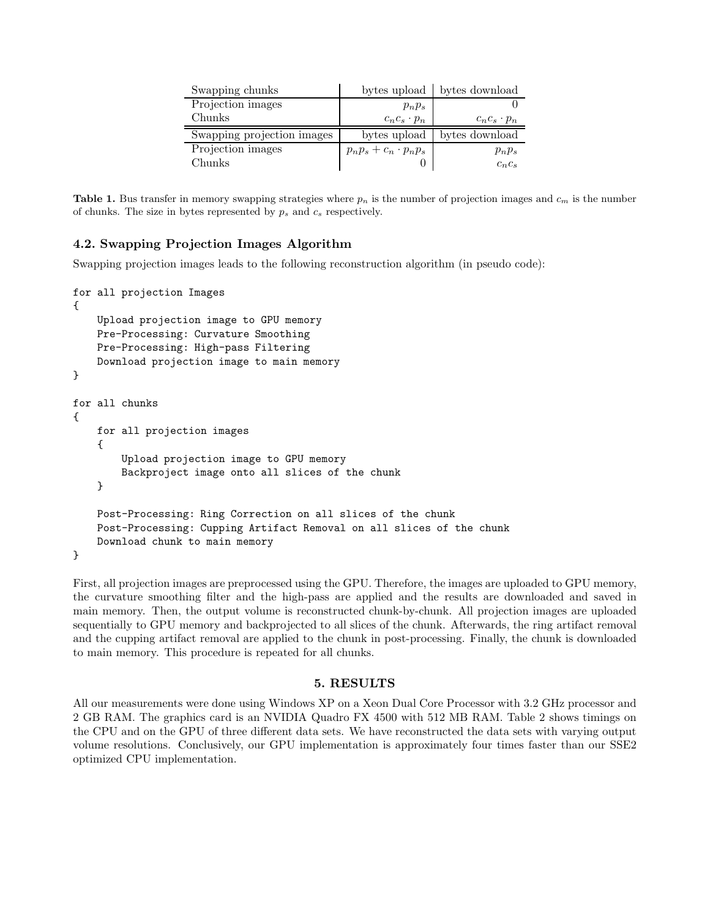| Swapping chunks | bytes upload | bytes download |
|---|---|---|
| Projection images | $p_n p_s$ | 0 |
| Chunks | $c_n c_s \cdot p_n$ | $c_n c_s \cdot p_n$ |
| **Swapping projection images** | **bytes upload** | **bytes download** |
| Projection images | $p_n p_s + c_n \cdot p_n p_s$ | $p_n p_s$ |
| Chunks | 0 | $c_n c_s$ |

**Table 1.** Bus transfer in memory swapping strategies where $p_n$ is the number of projection images and $c_m$ is the number of chunks. The size in bytes represented by $p_s$ and $c_s$ respectively.

### 4.2. Swapping Projection Images Algorithm

Swapping projection images leads to the following reconstruction algorithm (in pseudo code):

```
for all projection Images
{
    Upload projection image to GPU memory
    Pre-Processing: Curvature Smoothing
    Pre-Processing: High-pass Filtering
    Download projection image to main memory
}

for all chunks
{
    for all projection images
    {
        Upload projection image to GPU memory
        Backproject image onto all slices of the chunk
    }

    Post-Processing: Ring Correction on all slices of the chunk
    Post-Processing: Cupping Artifact Removal on all slices of the chunk
    Download chunk to main memory
}
```

First, all projection images are preprocessed using the GPU. Therefore, the images are uploaded to GPU memory, the curvature smoothing filter and the high-pass are applied and the results are downloaded and saved in main memory. Then, the output volume is reconstructed chunk-by-chunk. All projection images are uploaded sequentially to GPU memory and backprojected to all slices of the chunk. Afterwards, the ring artifact removal and the cupping artifact removal are applied to the chunk in post-processing. Finally, the chunk is downloaded to main memory. This procedure is repeated for all chunks.

## 5. RESULTS

All our measurements were done using Windows XP on a Xeon Dual Core Processor with 3.2 GHz processor and 2 GB RAM. The graphics card is an NVIDIA Quadro FX 4500 with 512 MB RAM. Table 2 shows timings on the CPU and on the GPU of three different data sets. We have reconstructed the data sets with varying output volume resolutions. Conclusively, our GPU implementation is approximately four times faster than our SSE2 optimized CPU implementation.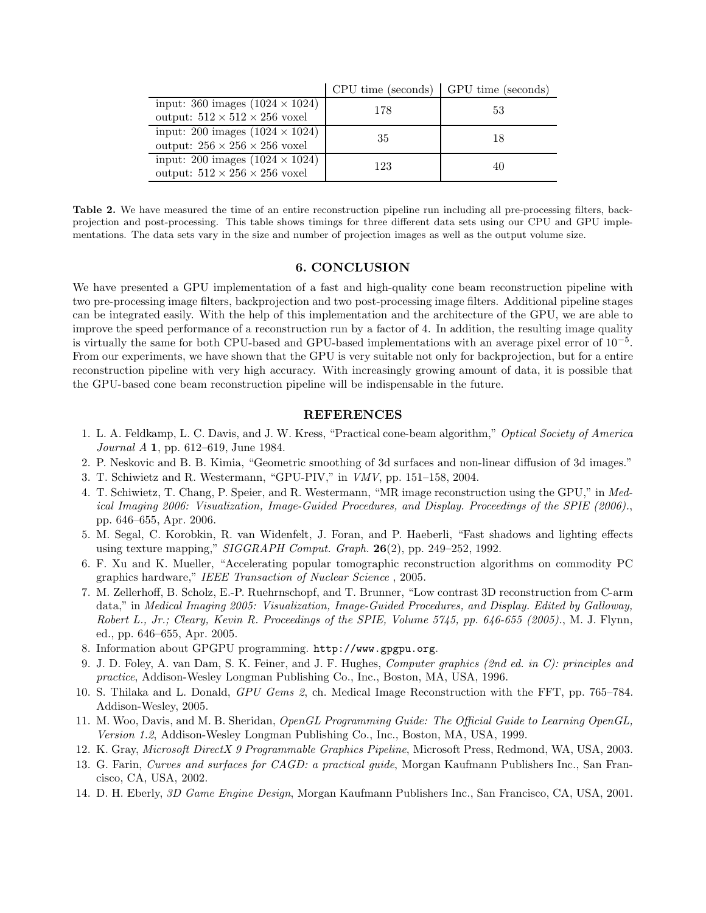| | CPU time (seconds) | GPU time (seconds) |
|---|---|---|
| input: 360 images ($1024 \times 1024$) output: $512 \times 512 \times 256$ voxel | 178 | 53 |
| input: 200 images ($1024 \times 1024$) output: $256 \times 256 \times 256$ voxel | 35 | 18 |
| input: 200 images ($1024 \times 1024$) output: $512 \times 256 \times 256$ voxel | 123 | 40 |

**Table 2.** We have measured the time of an entire reconstruction pipeline run including all pre-processing filters, backprojection and post-processing. This table shows timings for three different data sets using our CPU and GPU implementations. The data sets vary in the size and number of projection images as well as the output volume size.

## 6. CONCLUSION

We have presented a GPU implementation of a fast and high-quality cone beam reconstruction pipeline with two pre-processing image filters, backprojection and two post-processing image filters. Additional pipeline stages can be integrated easily. With the help of this implementation and the architecture of the GPU, we are able to improve the speed performance of a reconstruction run by a factor of 4. In addition, the resulting image quality is virtually the same for both CPU-based and GPU-based implementations with an average pixel error of $10^{-5}$. From our experiments, we have shown that the GPU is very suitable not only for backprojection, but for a entire reconstruction pipeline with very high accuracy. With increasingly growing amount of data, it is possible that the GPU-based cone beam reconstruction pipeline will be indispensable in the future.

## REFERENCES

1. L. A. Feldkamp, L. C. Davis, and J. W. Kress, "Practical cone-beam algorithm," *Optical Society of America Journal A* **1**, pp. 612–619, June 1984.
2. P. Neskovic and B. B. Kimia, "Geometric smoothing of 3d surfaces and non-linear diffusion of 3d images."
3. T. Schiwietz and R. Westermann, "GPU-PIV," in *VMV*, pp. 151–158, 2004.
4. T. Schiwietz, T. Chang, P. Speier, and R. Westermann, "MR image reconstruction using the GPU," in *Medical Imaging 2006: Visualization, Image-Guided Procedures, and Display. Proceedings of the SPIE (2006).*, pp. 646–655, Apr. 2006.
5. M. Segal, C. Korobkin, R. van Widenfelt, J. Foran, and P. Haeberli, "Fast shadows and lighting effects using texture mapping," *SIGGRAPH Comput. Graph.* **26**(2), pp. 249–252, 1992.
6. F. Xu and K. Mueller, "Accelerating popular tomographic reconstruction algorithms on commodity PC graphics hardware," *IEEE Transaction of Nuclear Science* , 2005.
7. M. Zellerhoff, B. Scholz, E.-P. Ruehrnschopf, and T. Brunner, "Low contrast 3D reconstruction from C-arm data," in *Medical Imaging 2005: Visualization, Image-Guided Procedures, and Display. Edited by Galloway, Robert L., Jr.; Cleary, Kevin R. Proceedings of the SPIE, Volume 5745, pp. 646-655 (2005).*, M. J. Flynn, ed., pp. 646–655, Apr. 2005.
8. Information about GPGPU programming. http://www.gpgpu.org.
9. J. D. Foley, A. van Dam, S. K. Feiner, and J. F. Hughes, *Computer graphics (2nd ed. in C): principles and practice*, Addison-Wesley Longman Publishing Co., Inc., Boston, MA, USA, 1996.
10. S. Thilaka and L. Donald, *GPU Gems 2*, ch. Medical Image Reconstruction with the FFT, pp. 765–784. Addison-Wesley, 2005.
11. M. Woo, Davis, and M. B. Sheridan, *OpenGL Programming Guide: The Official Guide to Learning OpenGL, Version 1.2*, Addison-Wesley Longman Publishing Co., Inc., Boston, MA, USA, 1999.
12. K. Gray, *Microsoft DirectX 9 Programmable Graphics Pipeline*, Microsoft Press, Redmond, WA, USA, 2003.
13. G. Farin, *Curves and surfaces for CAGD: a practical guide*, Morgan Kaufmann Publishers Inc., San Francisco, CA, USA, 2002.
14. D. H. Eberly, *3D Game Engine Design*, Morgan Kaufmann Publishers Inc., San Francisco, CA, USA, 2001.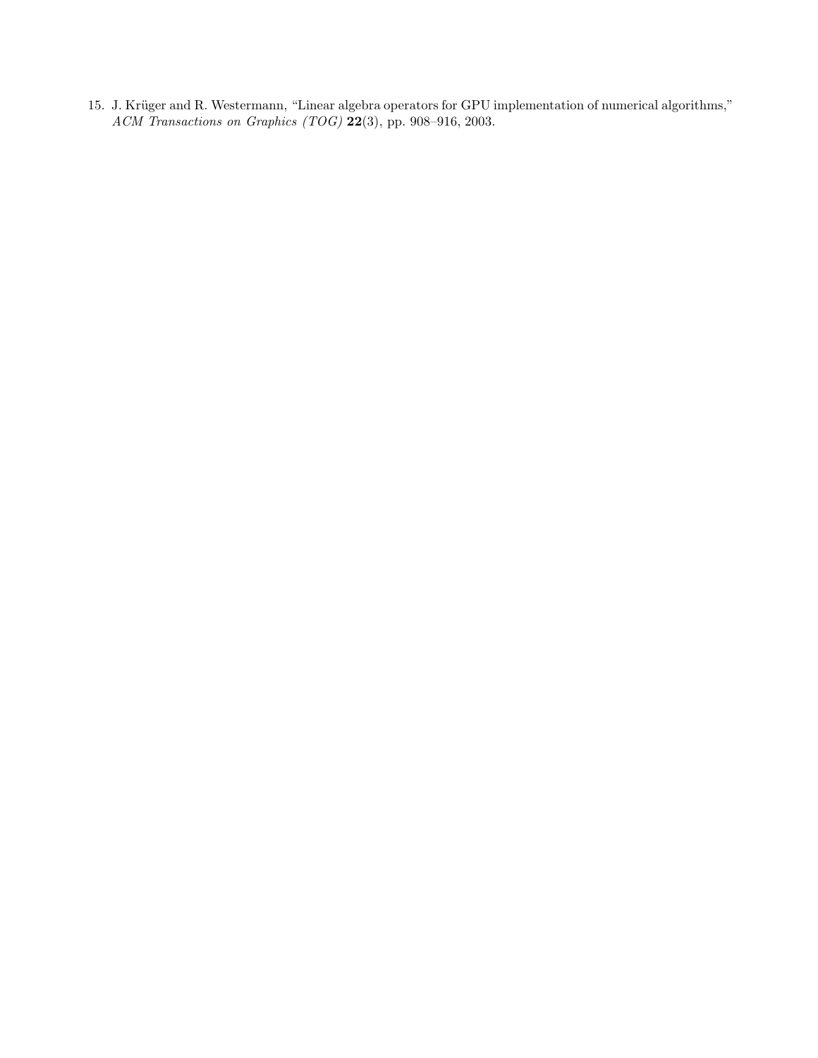15. J. Krüger and R. Westermann, "Linear algebra operators for GPU implementation of numerical algorithms," *ACM Transactions on Graphics (TOG)* **22**(3), pp. 908–916, 2003.